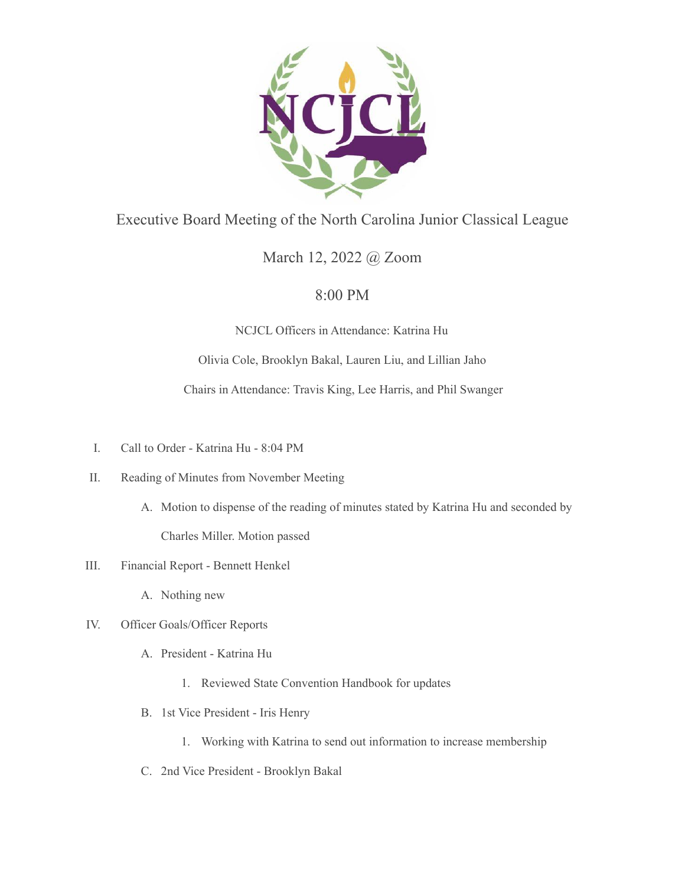# Executive Board Meeting of the North Carolina Junior Classical League

March 12, 2022 @ Zoom

8:00 PM

NCJCL Officers in Attendance: Katrina Hu

Olivia Cole, Brooklyn Bakal, Lauren Liu, and Lillian Jaho

Chairs in Attendance: Travis King, Lee Harris, and Phil Swanger

I. Call to Order - Katrina Hu - 8:04 PM

II. Reading of Minutes from November Meeting

   A. Motion to dispense of the reading of minutes stated by Katrina Hu and seconded by Charles Miller. Motion passed

III. Financial Report - Bennett Henkel

   A. Nothing new

IV. Officer Goals/Officer Reports

   A. President - Katrina Hu

      1. Reviewed State Convention Handbook for updates

   B. 1st Vice President - Iris Henry

      1. Working with Katrina to send out information to increase membership

   C. 2nd Vice President - Brooklyn Bakal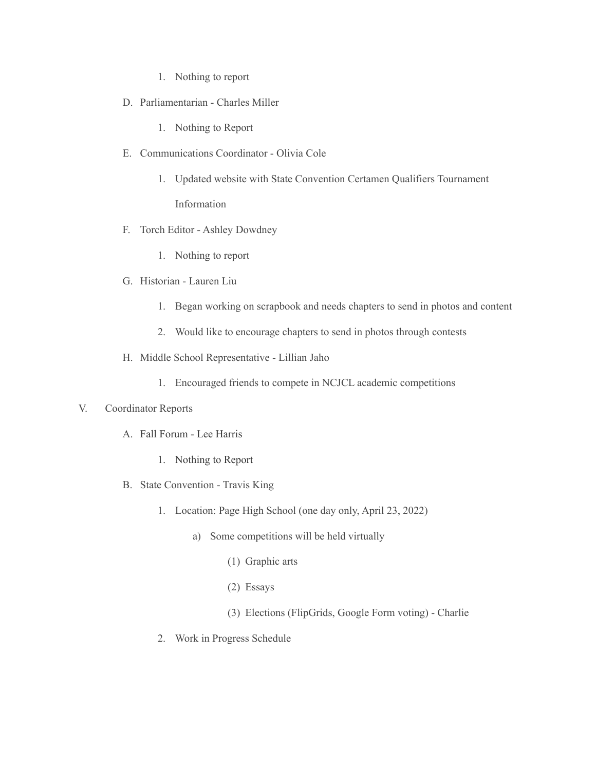1. Nothing to report

D. Parliamentarian - Charles Miller

   1. Nothing to Report

E. Communications Coordinator - Olivia Cole

   1. Updated website with State Convention Certamen Qualifiers Tournament Information

F. Torch Editor - Ashley Dowdney

   1. Nothing to report

G. Historian - Lauren Liu

   1. Began working on scrapbook and needs chapters to send in photos and content
   2. Would like to encourage chapters to send in photos through contests

H. Middle School Representative - Lillian Jaho

   1. Encouraged friends to compete in NCJCL academic competitions

V. Coordinator Reports

   A. Fall Forum - Lee Harris

      1. Nothing to Report

   B. State Convention - Travis King

      1. Location: Page High School (one day only, April 23, 2022)

         a) Some competitions will be held virtually

            (1) Graphic arts

            (2) Essays

            (3) Elections (FlipGrids, Google Form voting) - Charlie

      2. Work in Progress Schedule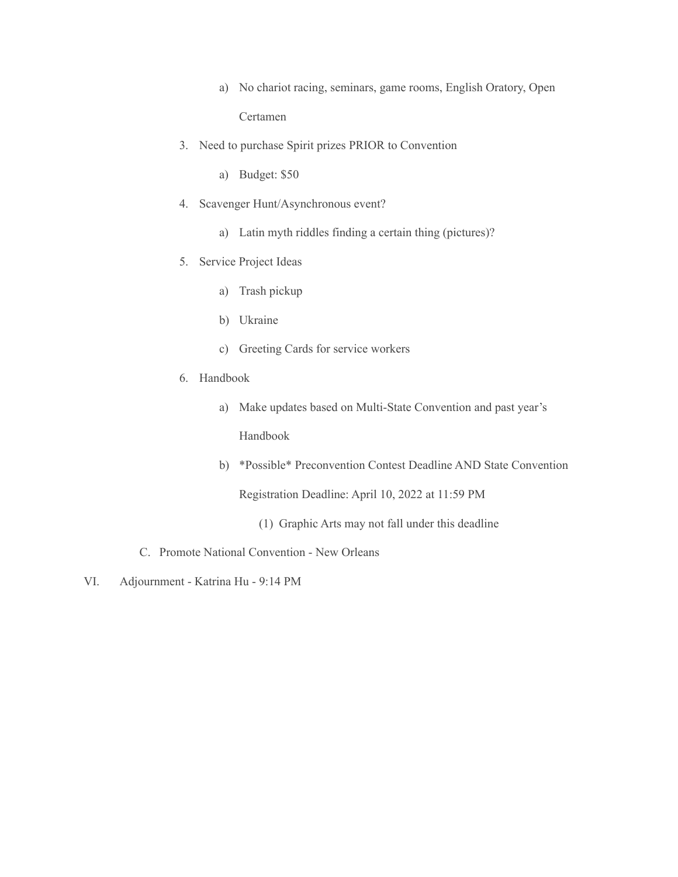a) No chariot racing, seminars, game rooms, English Oratory, Open Certamen

    3. Need to purchase Spirit prizes PRIOR to Convention

            a) Budget: $50

    4. Scavenger Hunt/Asynchronous event?

            a) Latin myth riddles finding a certain thing (pictures)?

    5. Service Project Ideas

            a) Trash pickup

            b) Ukraine

            c) Greeting Cards for service workers

    6. Handbook

            a) Make updates based on Multi-State Convention and past year's Handbook

            b) *Possible* Preconvention Contest Deadline AND State Convention Registration Deadline: April 10, 2022 at 11:59 PM

                (1) Graphic Arts may not fall under this deadline

C. Promote National Convention - New Orleans

VI. Adjournment - Katrina Hu - 9:14 PM